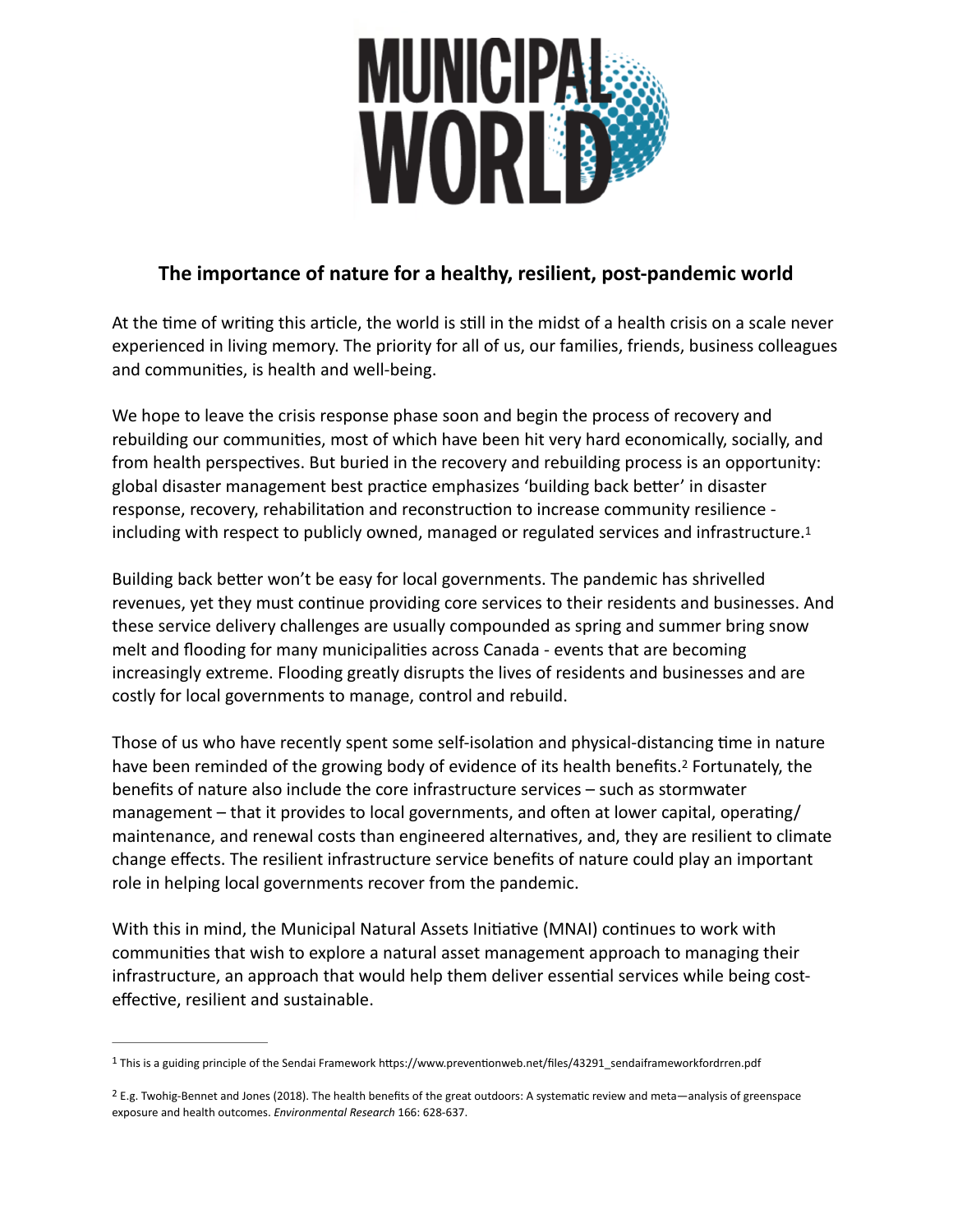# The importance of nature for a healthy, resilient, post-pandemic world

At the time of writing this article, the world is still in the midst of a health crisis on a scale never experienced in living memory. The priority for all of us, our families, friends, business colleagues and communities, is health and well-being.

We hope to leave the crisis response phase soon and begin the process of recovery and rebuilding our communities, most of which have been hit very hard economically, socially, and from health perspectives. But buried in the recovery and rebuilding process is an opportunity: global disaster management best practice emphasizes 'building back better' in disaster response, recovery, rehabilitation and reconstruction to increase community resilience - including with respect to publicly owned, managed or regulated services and infrastructure.[1]

Building back better won't be easy for local governments. The pandemic has shrivelled revenues, yet they must continue providing core services to their residents and businesses. And these service delivery challenges are usually compounded as spring and summer bring snow melt and flooding for many municipalities across Canada - events that are becoming increasingly extreme. Flooding greatly disrupts the lives of residents and businesses and are costly for local governments to manage, control and rebuild.

Those of us who have recently spent some self-isolation and physical-distancing time in nature have been reminded of the growing body of evidence of its health benefits.[2] Fortunately, the benefits of nature also include the core infrastructure services – such as stormwater management – that it provides to local governments, and often at lower capital, operating/maintenance, and renewal costs than engineered alternatives, and, they are resilient to climate change effects. The resilient infrastructure service benefits of nature could play an important role in helping local governments recover from the pandemic.

With this in mind, the Municipal Natural Assets Initiative (MNAI) continues to work with communities that wish to explore a natural asset management approach to managing their infrastructure, an approach that would help them deliver essential services while being cost-effective, resilient and sustainable.

---

[1] This is a guiding principle of the Sendai Framework https://www.preventionweb.net/files/43291_sendaiframeworkfordrren.pdf

[2] E.g. Twohig-Bennet and Jones (2018). The health benefits of the great outdoors: A systematic review and meta—analysis of greenspace exposure and health outcomes. *Environmental Research* 166: 628-637.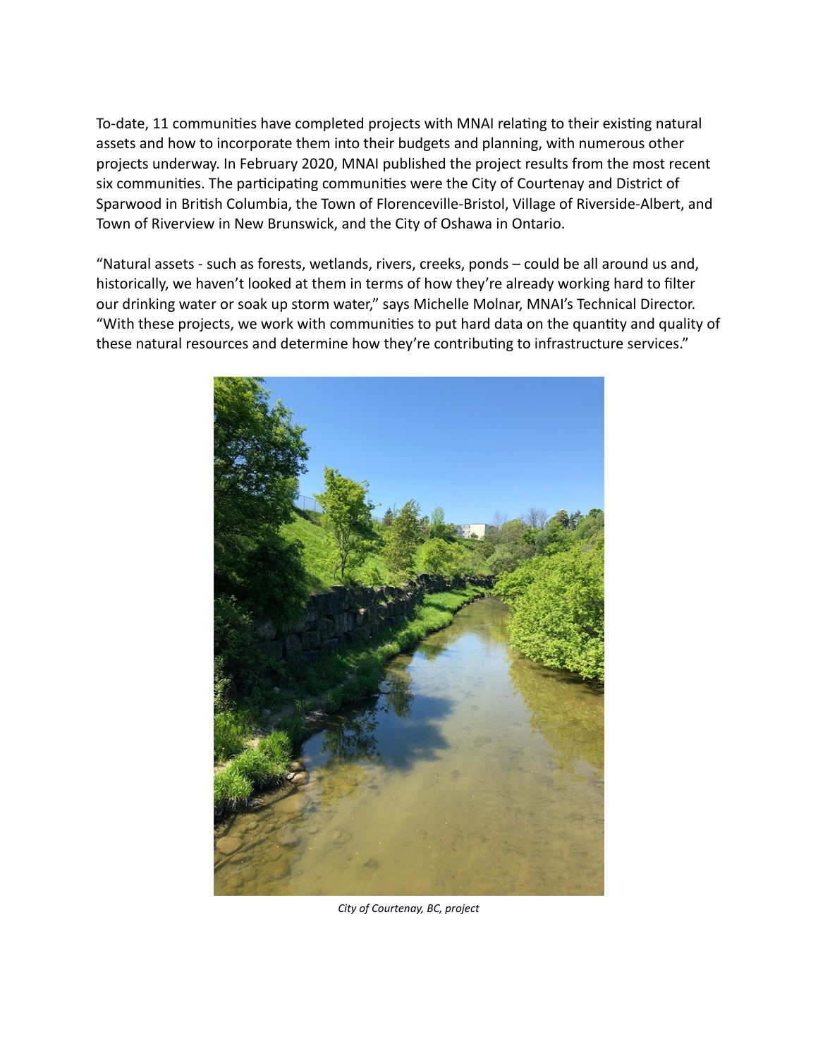To-date, 11 communities have completed projects with MNAI relating to their existing natural assets and how to incorporate them into their budgets and planning, with numerous other projects underway. In February 2020, MNAI published the project results from the most recent six communities. The participating communities were the City of Courtenay and District of Sparwood in British Columbia, the Town of Florenceville-Bristol, Village of Riverside-Albert, and Town of Riverview in New Brunswick, and the City of Oshawa in Ontario.

"Natural assets - such as forests, wetlands, rivers, creeks, ponds – could be all around us and, historically, we haven't looked at them in terms of how they're already working hard to filter our drinking water or soak up storm water," says Michelle Molnar, MNAI's Technical Director. "With these projects, we work with communities to put hard data on the quantity and quality of these natural resources and determine how they're contributing to infrastructure services."

*City of Courtenay, BC, project*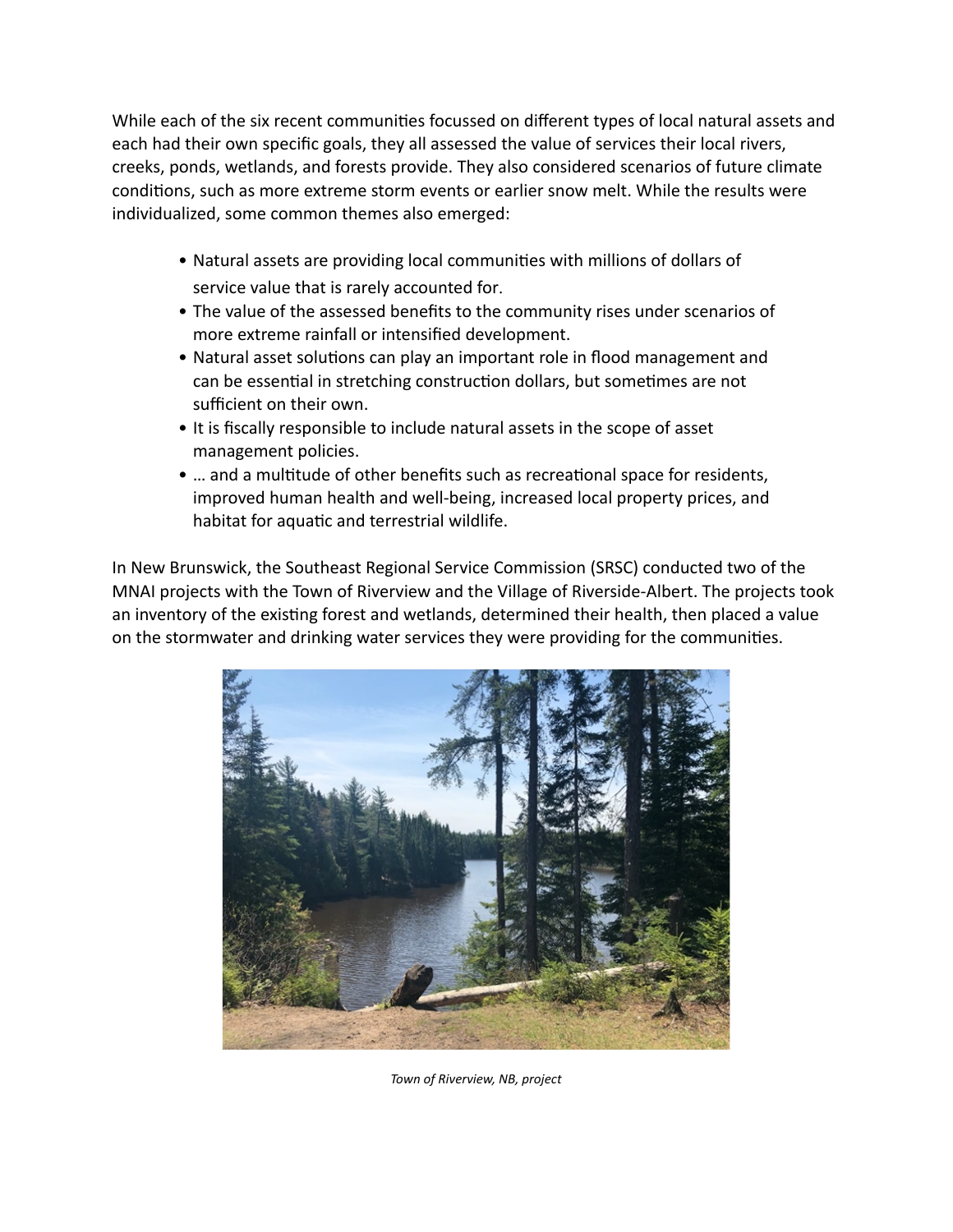While each of the six recent communities focussed on different types of local natural assets and each had their own specific goals, they all assessed the value of services their local rivers, creeks, ponds, wetlands, and forests provide. They also considered scenarios of future climate conditions, such as more extreme storm events or earlier snow melt. While the results were individualized, some common themes also emerged:

- Natural assets are providing local communities with millions of dollars of service value that is rarely accounted for.
- The value of the assessed benefits to the community rises under scenarios of more extreme rainfall or intensified development.
- Natural asset solutions can play an important role in flood management and can be essential in stretching construction dollars, but sometimes are not sufficient on their own.
- It is fiscally responsible to include natural assets in the scope of asset management policies.
- … and a multitude of other benefits such as recreational space for residents, improved human health and well-being, increased local property prices, and habitat for aquatic and terrestrial wildlife.

In New Brunswick, the Southeast Regional Service Commission (SRSC) conducted two of the MNAI projects with the Town of Riverview and the Village of Riverside-Albert. The projects took an inventory of the existing forest and wetlands, determined their health, then placed a value on the stormwater and drinking water services they were providing for the communities.

*Town of Riverview, NB, project*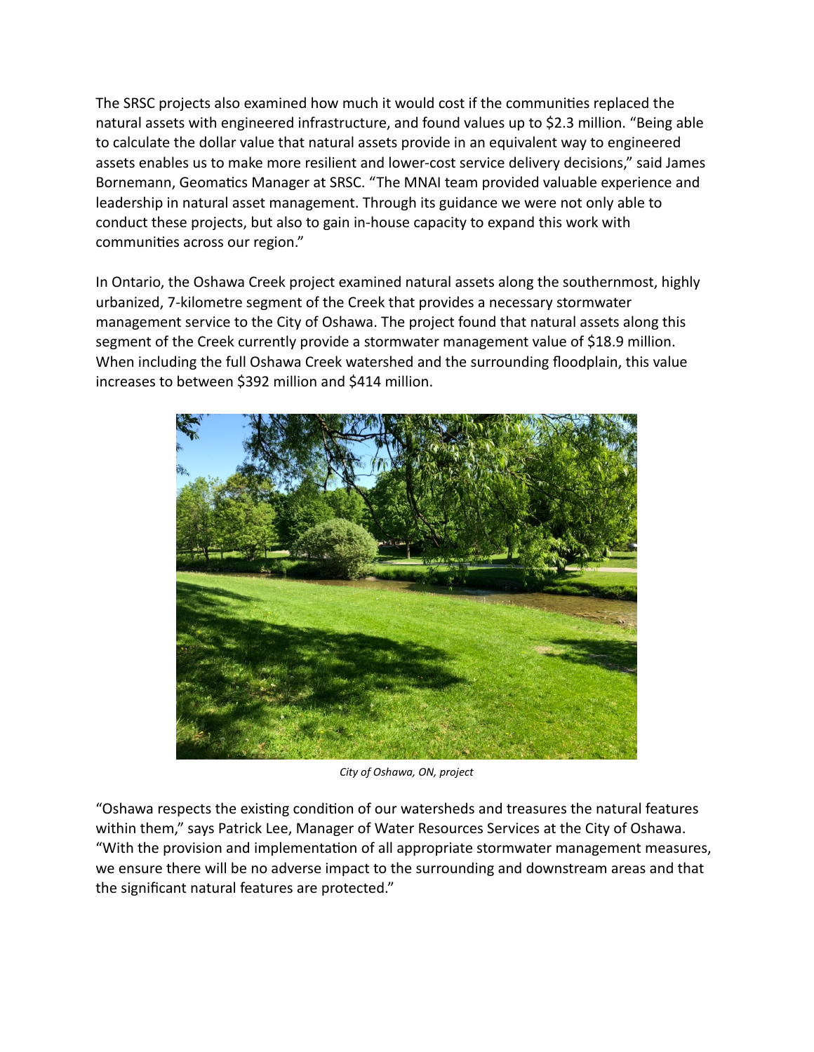The SRSC projects also examined how much it would cost if the communities replaced the natural assets with engineered infrastructure, and found values up to $2.3 million. "Being able to calculate the dollar value that natural assets provide in an equivalent way to engineered assets enables us to make more resilient and lower-cost service delivery decisions," said James Bornemann, Geomatics Manager at SRSC. "The MNAI team provided valuable experience and leadership in natural asset management. Through its guidance we were not only able to conduct these projects, but also to gain in-house capacity to expand this work with communities across our region."

In Ontario, the Oshawa Creek project examined natural assets along the southernmost, highly urbanized, 7-kilometre segment of the Creek that provides a necessary stormwater management service to the City of Oshawa. The project found that natural assets along this segment of the Creek currently provide a stormwater management value of $18.9 million. When including the full Oshawa Creek watershed and the surrounding floodplain, this value increases to between $392 million and $414 million.

*City of Oshawa, ON, project*

"Oshawa respects the existing condition of our watersheds and treasures the natural features within them," says Patrick Lee, Manager of Water Resources Services at the City of Oshawa. "With the provision and implementation of all appropriate stormwater management measures, we ensure there will be no adverse impact to the surrounding and downstream areas and that the significant natural features are protected."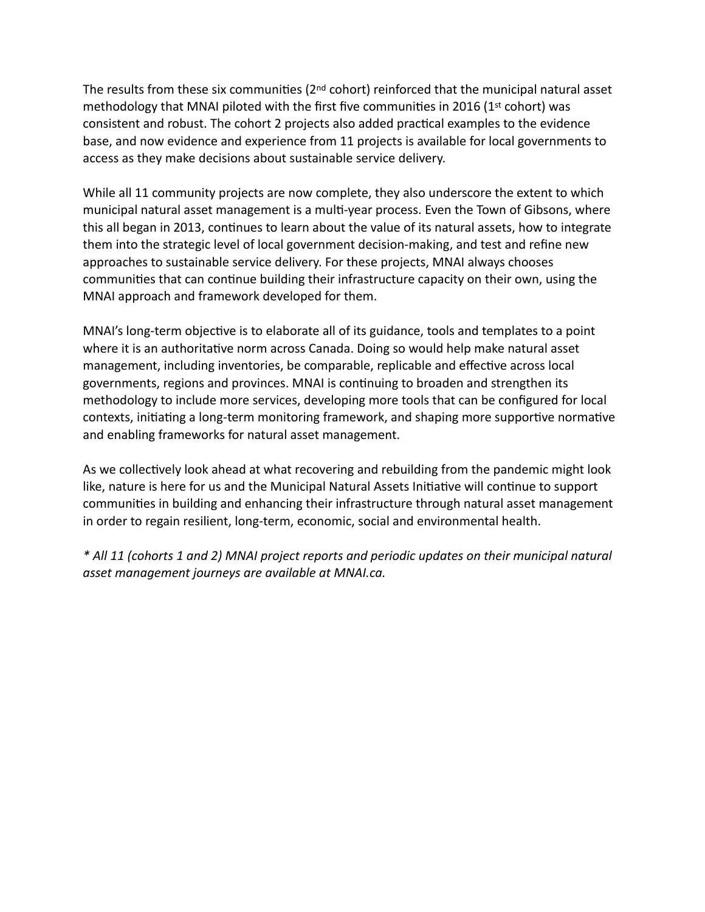The results from these six communities (2nd cohort) reinforced that the municipal natural asset methodology that MNAI piloted with the first five communities in 2016 (1st cohort) was consistent and robust. The cohort 2 projects also added practical examples to the evidence base, and now evidence and experience from 11 projects is available for local governments to access as they make decisions about sustainable service delivery.

While all 11 community projects are now complete, they also underscore the extent to which municipal natural asset management is a multi-year process. Even the Town of Gibsons, where this all began in 2013, continues to learn about the value of its natural assets, how to integrate them into the strategic level of local government decision-making, and test and refine new approaches to sustainable service delivery. For these projects, MNAI always chooses communities that can continue building their infrastructure capacity on their own, using the MNAI approach and framework developed for them.

MNAI's long-term objective is to elaborate all of its guidance, tools and templates to a point where it is an authoritative norm across Canada. Doing so would help make natural asset management, including inventories, be comparable, replicable and effective across local governments, regions and provinces. MNAI is continuing to broaden and strengthen its methodology to include more services, developing more tools that can be configured for local contexts, initiating a long-term monitoring framework, and shaping more supportive normative and enabling frameworks for natural asset management.

As we collectively look ahead at what recovering and rebuilding from the pandemic might look like, nature is here for us and the Municipal Natural Assets Initiative will continue to support communities in building and enhancing their infrastructure through natural asset management in order to regain resilient, long-term, economic, social and environmental health.

*\* All 11 (cohorts 1 and 2) MNAI project reports and periodic updates on their municipal natural asset management journeys are available at MNAI.ca.*